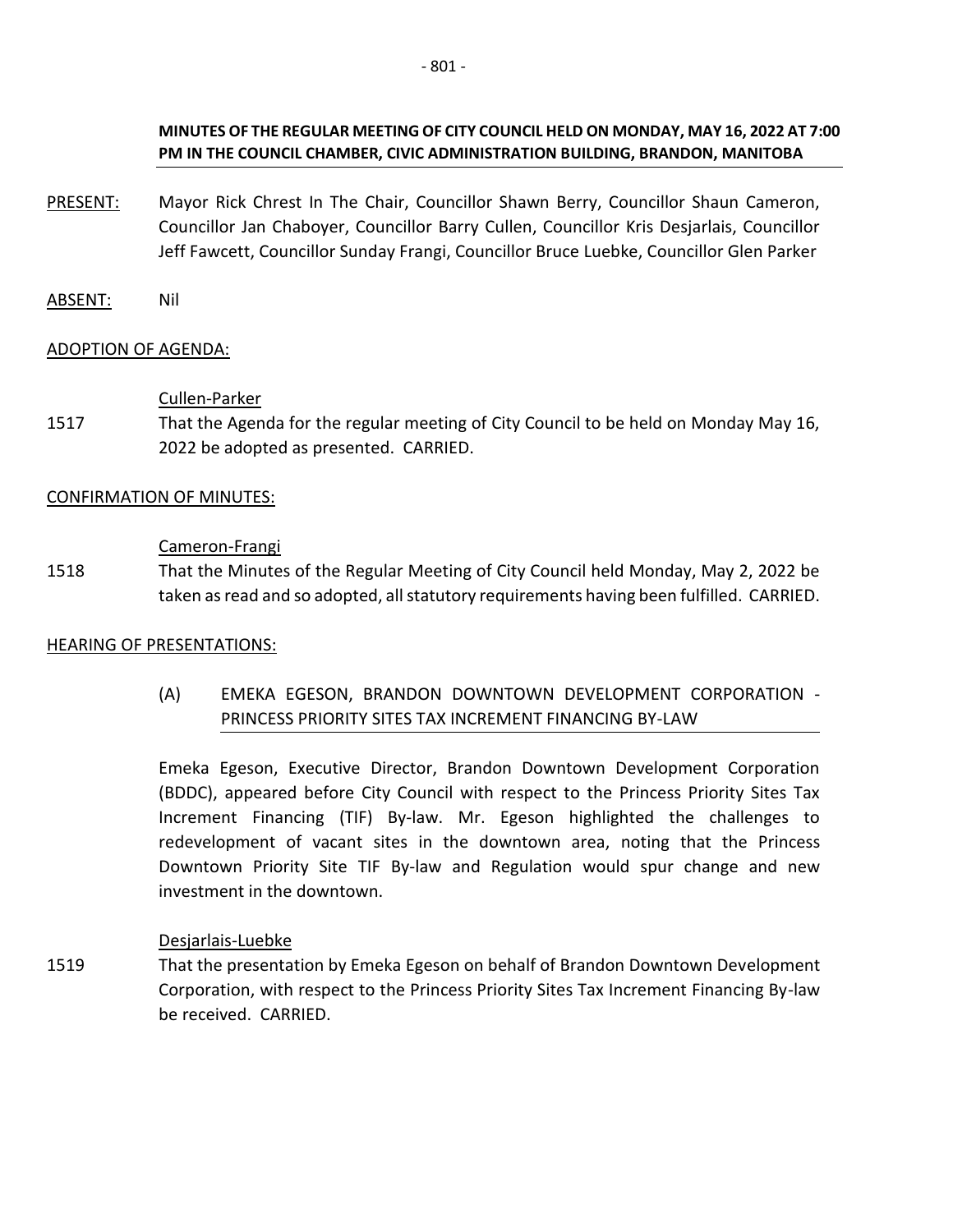**MINUTES OF THE REGULAR MEETING OF CITY COUNCIL HELD ON MONDAY, MAY 16, 2022 AT 7:00 PM IN THE COUNCIL CHAMBER, CIVIC ADMINISTRATION BUILDING, BRANDON, MANITOBA**

PRESENT: Mayor Rick Chrest In The Chair, Councillor Shawn Berry, Councillor Shaun Cameron, Councillor Jan Chaboyer, Councillor Barry Cullen, Councillor Kris Desjarlais, Councillor Jeff Fawcett, Councillor Sunday Frangi, Councillor Bruce Luebke, Councillor Glen Parker

ABSENT: Nil

ADOPTION OF AGENDA:

Cullen-Parker

1517 That the Agenda for the regular meeting of City Council to be held on Monday May 16, 2022 be adopted as presented. CARRIED.

CONFIRMATION OF MINUTES:

Cameron-Frangi

1518 That the Minutes of the Regular Meeting of City Council held Monday, May 2, 2022 be taken as read and so adopted, all statutory requirements having been fulfilled. CARRIED.

HEARING OF PRESENTATIONS:

(A) EMEKA EGESON, BRANDON DOWNTOWN DEVELOPMENT CORPORATION - PRINCESS PRIORITY SITES TAX INCREMENT FINANCING BY-LAW

Emeka Egeson, Executive Director, Brandon Downtown Development Corporation (BDDC), appeared before City Council with respect to the Princess Priority Sites Tax Increment Financing (TIF) By-law. Mr. Egeson highlighted the challenges to redevelopment of vacant sites in the downtown area, noting that the Princess Downtown Priority Site TIF By-law and Regulation would spur change and new investment in the downtown.

Desjarlais-Luebke

1519 That the presentation by Emeka Egeson on behalf of Brandon Downtown Development Corporation, with respect to the Princess Priority Sites Tax Increment Financing By-law be received. CARRIED.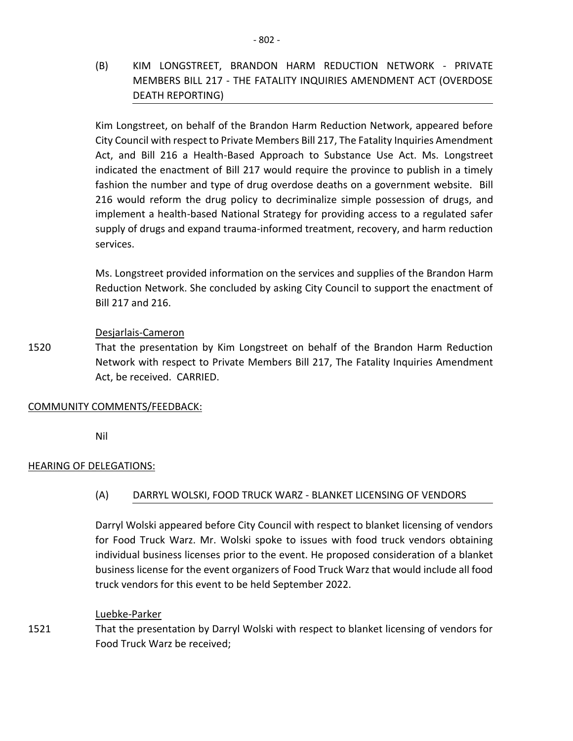(B) KIM LONGSTREET, BRANDON HARM REDUCTION NETWORK - PRIVATE MEMBERS BILL 217 - THE FATALITY INQUIRIES AMENDMENT ACT (OVERDOSE DEATH REPORTING)

Kim Longstreet, on behalf of the Brandon Harm Reduction Network, appeared before City Council with respect to Private Members Bill 217, The Fatality Inquiries Amendment Act, and Bill 216 a Health-Based Approach to Substance Use Act. Ms. Longstreet indicated the enactment of Bill 217 would require the province to publish in a timely fashion the number and type of drug overdose deaths on a government website. Bill 216 would reform the drug policy to decriminalize simple possession of drugs, and implement a health-based National Strategy for providing access to a regulated safer supply of drugs and expand trauma-informed treatment, recovery, and harm reduction services.

Ms. Longstreet provided information on the services and supplies of the Brandon Harm Reduction Network. She concluded by asking City Council to support the enactment of Bill 217 and 216.

Desjarlais-Cameron

1520 That the presentation by Kim Longstreet on behalf of the Brandon Harm Reduction Network with respect to Private Members Bill 217, The Fatality Inquiries Amendment Act, be received. CARRIED.

## COMMUNITY COMMENTS/FEEDBACK:

Nil

## HEARING OF DELEGATIONS:

(A) DARRYL WOLSKI, FOOD TRUCK WARZ - BLANKET LICENSING OF VENDORS

Darryl Wolski appeared before City Council with respect to blanket licensing of vendors for Food Truck Warz. Mr. Wolski spoke to issues with food truck vendors obtaining individual business licenses prior to the event. He proposed consideration of a blanket business license for the event organizers of Food Truck Warz that would include all food truck vendors for this event to be held September 2022.

Luebke-Parker

1521 That the presentation by Darryl Wolski with respect to blanket licensing of vendors for Food Truck Warz be received;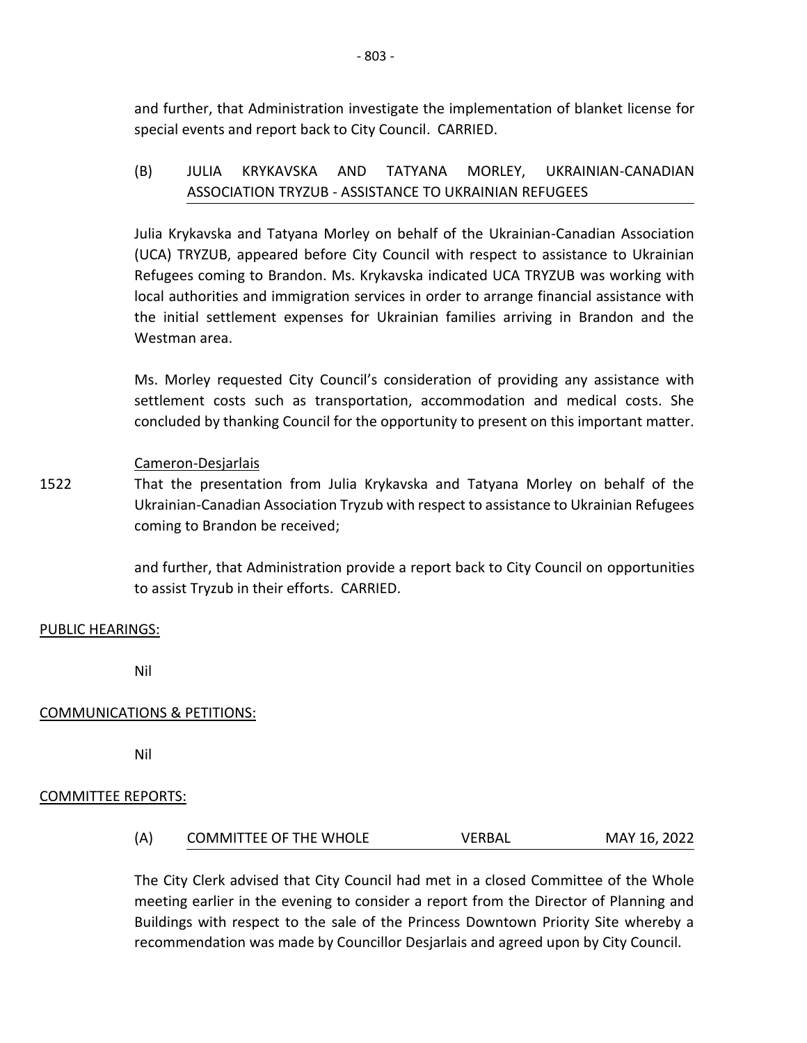and further, that Administration investigate the implementation of blanket license for special events and report back to City Council. CARRIED.

(B) JULIA KRYKAVSKA AND TATYANA MORLEY, UKRAINIAN-CANADIAN ASSOCIATION TRYZUB - ASSISTANCE TO UKRAINIAN REFUGEES

Julia Krykavska and Tatyana Morley on behalf of the Ukrainian-Canadian Association (UCA) TRYZUB, appeared before City Council with respect to assistance to Ukrainian Refugees coming to Brandon. Ms. Krykavska indicated UCA TRYZUB was working with local authorities and immigration services in order to arrange financial assistance with the initial settlement expenses for Ukrainian families arriving in Brandon and the Westman area.

Ms. Morley requested City Council's consideration of providing any assistance with settlement costs such as transportation, accommodation and medical costs. She concluded by thanking Council for the opportunity to present on this important matter.

Cameron-Desjarlais

1522 That the presentation from Julia Krykavska and Tatyana Morley on behalf of the Ukrainian-Canadian Association Tryzub with respect to assistance to Ukrainian Refugees coming to Brandon be received;

and further, that Administration provide a report back to City Council on opportunities to assist Tryzub in their efforts. CARRIED.

PUBLIC HEARINGS:

Nil

COMMUNICATIONS & PETITIONS:

Nil

COMMITTEE REPORTS:

(A) COMMITTEE OF THE WHOLE VERBAL MAY 16, 2022

The City Clerk advised that City Council had met in a closed Committee of the Whole meeting earlier in the evening to consider a report from the Director of Planning and Buildings with respect to the sale of the Princess Downtown Priority Site whereby a recommendation was made by Councillor Desjarlais and agreed upon by City Council.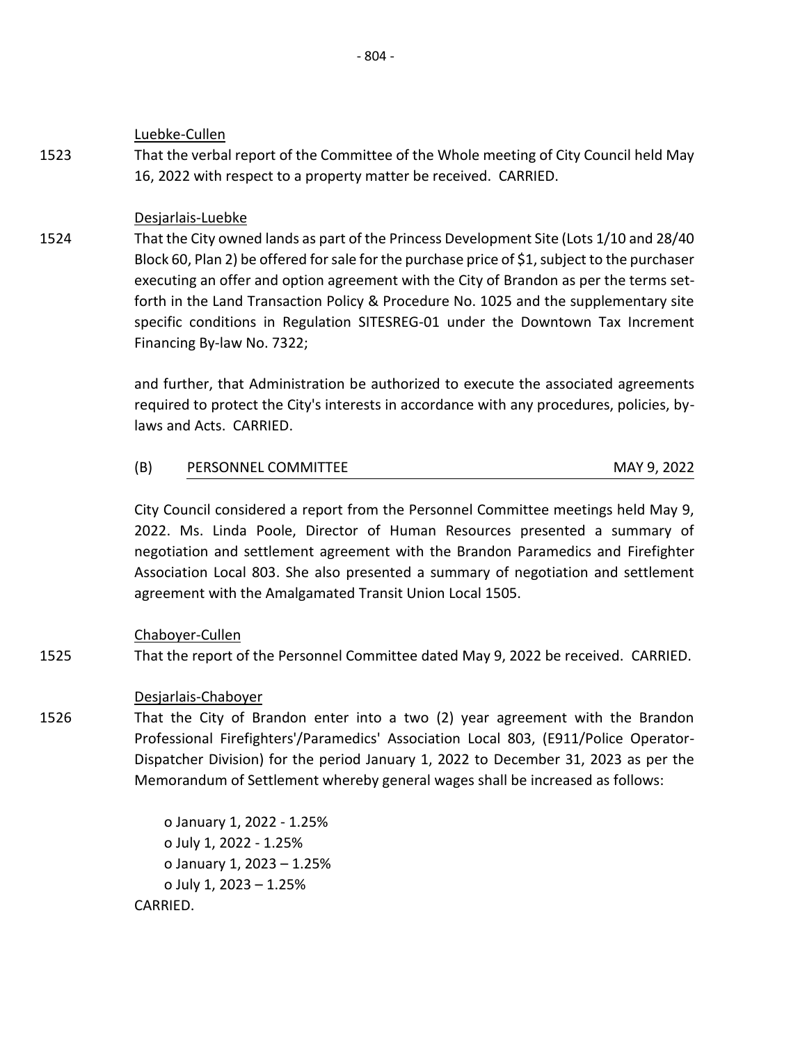Luebke-Cullen

1523 That the verbal report of the Committee of the Whole meeting of City Council held May 16, 2022 with respect to a property matter be received. CARRIED.

Desjarlais-Luebke

1524 That the City owned lands as part of the Princess Development Site (Lots 1/10 and 28/40 Block 60, Plan 2) be offered for sale for the purchase price of $1, subject to the purchaser executing an offer and option agreement with the City of Brandon as per the terms set-forth in the Land Transaction Policy & Procedure No. 1025 and the supplementary site specific conditions in Regulation SITESREG-01 under the Downtown Tax Increment Financing By-law No. 7322;

and further, that Administration be authorized to execute the associated agreements required to protect the City's interests in accordance with any procedures, policies, by-laws and Acts. CARRIED.

(B) PERSONNEL COMMITTEE MAY 9, 2022

City Council considered a report from the Personnel Committee meetings held May 9, 2022. Ms. Linda Poole, Director of Human Resources presented a summary of negotiation and settlement agreement with the Brandon Paramedics and Firefighter Association Local 803. She also presented a summary of negotiation and settlement agreement with the Amalgamated Transit Union Local 1505.

Chaboyer-Cullen

1525 That the report of the Personnel Committee dated May 9, 2022 be received. CARRIED.

Desjarlais-Chaboyer

1526 That the City of Brandon enter into a two (2) year agreement with the Brandon Professional Firefighters'/Paramedics' Association Local 803, (E911/Police Operator-Dispatcher Division) for the period January 1, 2022 to December 31, 2023 as per the Memorandum of Settlement whereby general wages shall be increased as follows:

- January 1, 2022 - 1.25%
- July 1, 2022 - 1.25%
- January 1, 2023 – 1.25%
- July 1, 2023 – 1.25%

CARRIED.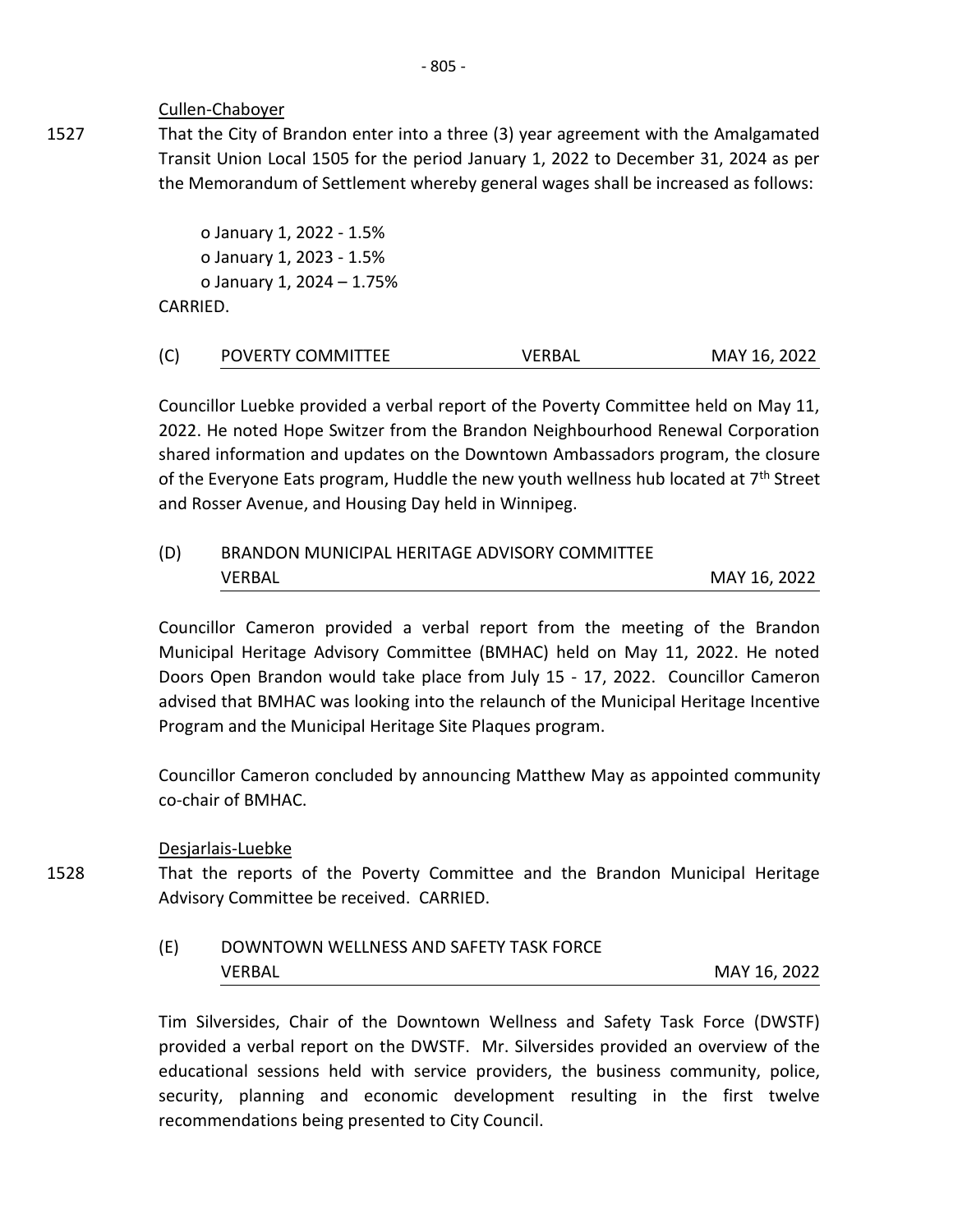Cullen-Chaboyer

1527 That the City of Brandon enter into a three (3) year agreement with the Amalgamated Transit Union Local 1505 for the period January 1, 2022 to December 31, 2024 as per the Memorandum of Settlement whereby general wages shall be increased as follows:

- January 1, 2022 - 1.5%
- January 1, 2023 - 1.5%
- January 1, 2024 – 1.75%

CARRIED.

(C) POVERTY COMMITTEE VERBAL MAY 16, 2022

Councillor Luebke provided a verbal report of the Poverty Committee held on May 11, 2022. He noted Hope Switzer from the Brandon Neighbourhood Renewal Corporation shared information and updates on the Downtown Ambassadors program, the closure of the Everyone Eats program, Huddle the new youth wellness hub located at 7th Street and Rosser Avenue, and Housing Day held in Winnipeg.

(D) BRANDON MUNICIPAL HERITAGE ADVISORY COMMITTEE
VERBAL MAY 16, 2022

Councillor Cameron provided a verbal report from the meeting of the Brandon Municipal Heritage Advisory Committee (BMHAC) held on May 11, 2022. He noted Doors Open Brandon would take place from July 15 - 17, 2022. Councillor Cameron advised that BMHAC was looking into the relaunch of the Municipal Heritage Incentive Program and the Municipal Heritage Site Plaques program.

Councillor Cameron concluded by announcing Matthew May as appointed community co-chair of BMHAC.

Desjarlais-Luebke

1528 That the reports of the Poverty Committee and the Brandon Municipal Heritage Advisory Committee be received. CARRIED.

(E) DOWNTOWN WELLNESS AND SAFETY TASK FORCE
VERBAL MAY 16, 2022

Tim Silversides, Chair of the Downtown Wellness and Safety Task Force (DWSTF) provided a verbal report on the DWSTF. Mr. Silversides provided an overview of the educational sessions held with service providers, the business community, police, security, planning and economic development resulting in the first twelve recommendations being presented to City Council.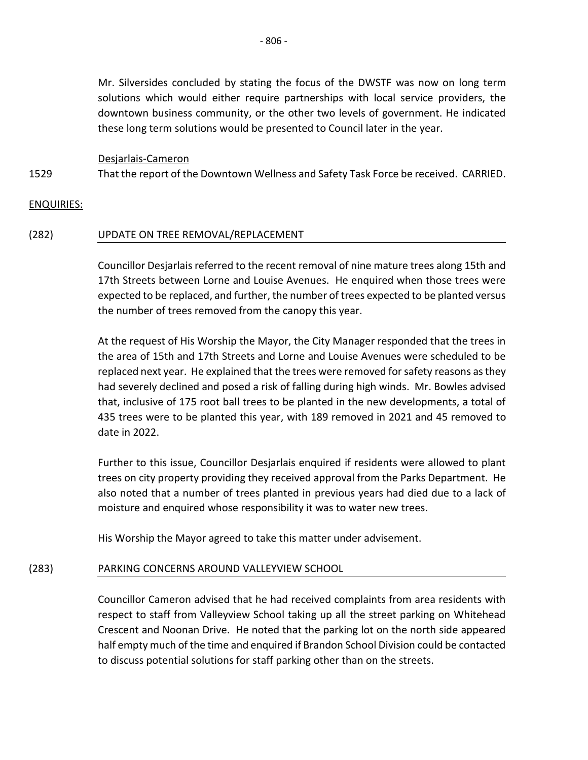Mr. Silversides concluded by stating the focus of the DWSTF was now on long term solutions which would either require partnerships with local service providers, the downtown business community, or the other two levels of government. He indicated these long term solutions would be presented to Council later in the year.

Desjarlais-Cameron

1529 That the report of the Downtown Wellness and Safety Task Force be received. CARRIED.

ENQUIRIES:

(282) UPDATE ON TREE REMOVAL/REPLACEMENT

Councillor Desjarlais referred to the recent removal of nine mature trees along 15th and 17th Streets between Lorne and Louise Avenues. He enquired when those trees were expected to be replaced, and further, the number of trees expected to be planted versus the number of trees removed from the canopy this year.

At the request of His Worship the Mayor, the City Manager responded that the trees in the area of 15th and 17th Streets and Lorne and Louise Avenues were scheduled to be replaced next year. He explained that the trees were removed for safety reasons as they had severely declined and posed a risk of falling during high winds. Mr. Bowles advised that, inclusive of 175 root ball trees to be planted in the new developments, a total of 435 trees were to be planted this year, with 189 removed in 2021 and 45 removed to date in 2022.

Further to this issue, Councillor Desjarlais enquired if residents were allowed to plant trees on city property providing they received approval from the Parks Department. He also noted that a number of trees planted in previous years had died due to a lack of moisture and enquired whose responsibility it was to water new trees.

His Worship the Mayor agreed to take this matter under advisement.

(283) PARKING CONCERNS AROUND VALLEYVIEW SCHOOL

Councillor Cameron advised that he had received complaints from area residents with respect to staff from Valleyview School taking up all the street parking on Whitehead Crescent and Noonan Drive. He noted that the parking lot on the north side appeared half empty much of the time and enquired if Brandon School Division could be contacted to discuss potential solutions for staff parking other than on the streets.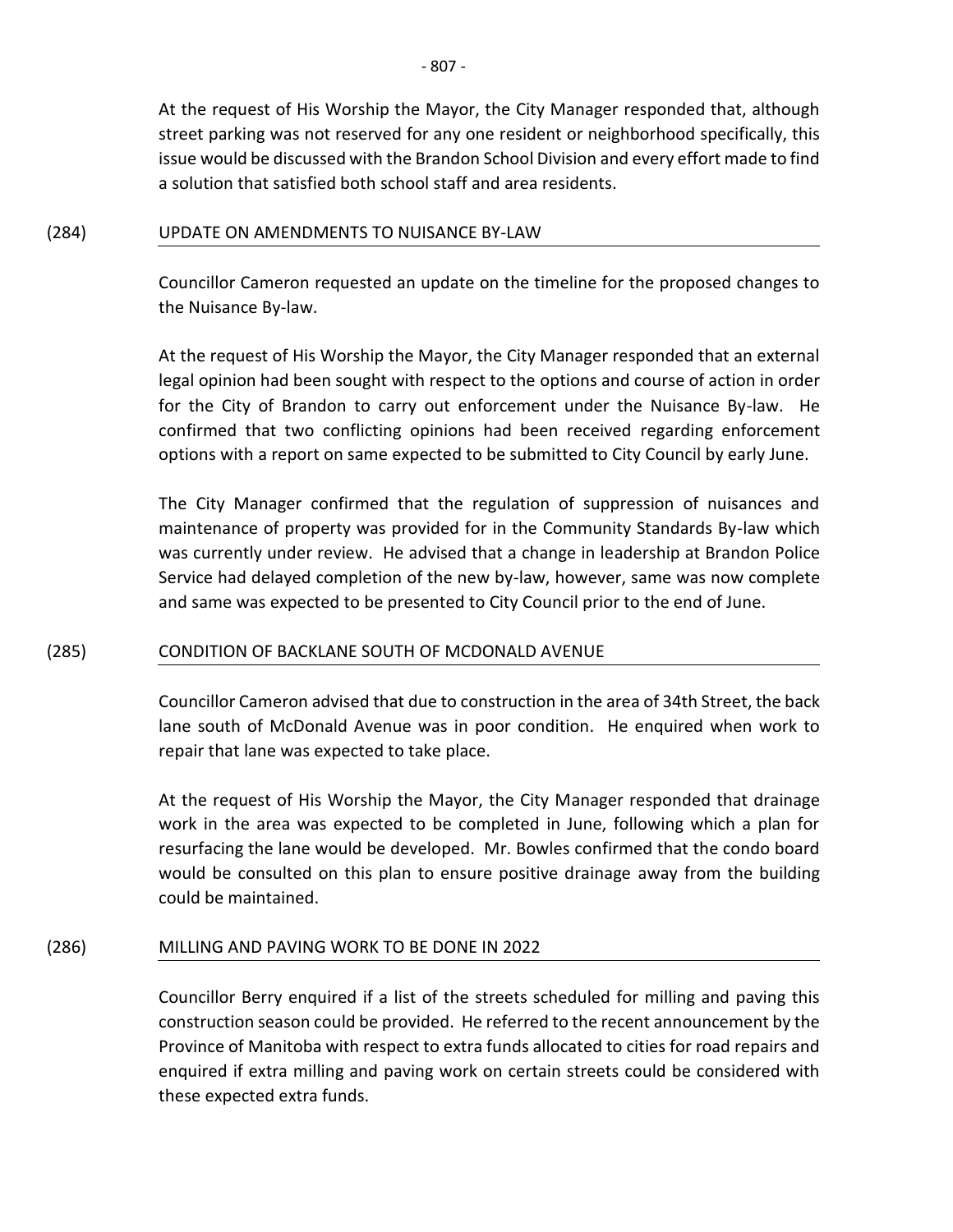At the request of His Worship the Mayor, the City Manager responded that, although street parking was not reserved for any one resident or neighborhood specifically, this issue would be discussed with the Brandon School Division and every effort made to find a solution that satisfied both school staff and area residents.

(284) UPDATE ON AMENDMENTS TO NUISANCE BY-LAW

Councillor Cameron requested an update on the timeline for the proposed changes to the Nuisance By-law.

At the request of His Worship the Mayor, the City Manager responded that an external legal opinion had been sought with respect to the options and course of action in order for the City of Brandon to carry out enforcement under the Nuisance By-law. He confirmed that two conflicting opinions had been received regarding enforcement options with a report on same expected to be submitted to City Council by early June.

The City Manager confirmed that the regulation of suppression of nuisances and maintenance of property was provided for in the Community Standards By-law which was currently under review. He advised that a change in leadership at Brandon Police Service had delayed completion of the new by-law, however, same was now complete and same was expected to be presented to City Council prior to the end of June.

(285) CONDITION OF BACKLANE SOUTH OF MCDONALD AVENUE

Councillor Cameron advised that due to construction in the area of 34th Street, the back lane south of McDonald Avenue was in poor condition. He enquired when work to repair that lane was expected to take place.

At the request of His Worship the Mayor, the City Manager responded that drainage work in the area was expected to be completed in June, following which a plan for resurfacing the lane would be developed. Mr. Bowles confirmed that the condo board would be consulted on this plan to ensure positive drainage away from the building could be maintained.

(286) MILLING AND PAVING WORK TO BE DONE IN 2022

Councillor Berry enquired if a list of the streets scheduled for milling and paving this construction season could be provided. He referred to the recent announcement by the Province of Manitoba with respect to extra funds allocated to cities for road repairs and enquired if extra milling and paving work on certain streets could be considered with these expected extra funds.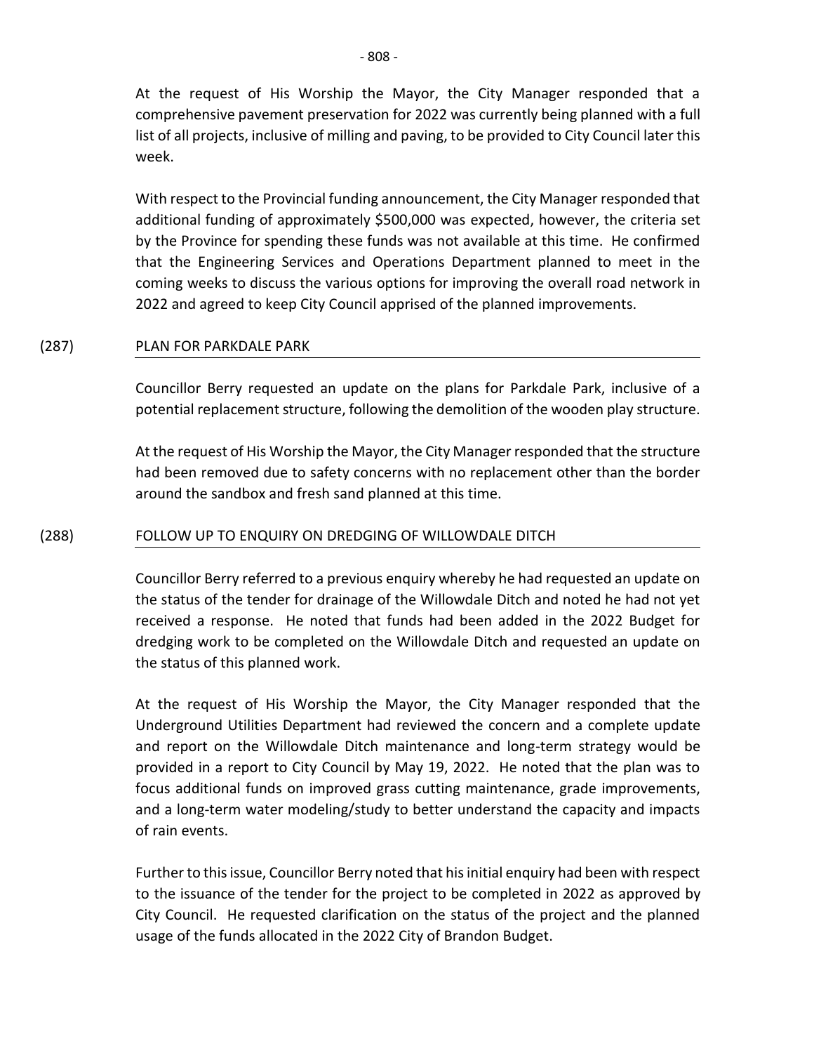At the request of His Worship the Mayor, the City Manager responded that a comprehensive pavement preservation for 2022 was currently being planned with a full list of all projects, inclusive of milling and paving, to be provided to City Council later this week.

With respect to the Provincial funding announcement, the City Manager responded that additional funding of approximately $500,000 was expected, however, the criteria set by the Province for spending these funds was not available at this time. He confirmed that the Engineering Services and Operations Department planned to meet in the coming weeks to discuss the various options for improving the overall road network in 2022 and agreed to keep City Council apprised of the planned improvements.

## (287) PLAN FOR PARKDALE PARK

Councillor Berry requested an update on the plans for Parkdale Park, inclusive of a potential replacement structure, following the demolition of the wooden play structure.

At the request of His Worship the Mayor, the City Manager responded that the structure had been removed due to safety concerns with no replacement other than the border around the sandbox and fresh sand planned at this time.

## (288) FOLLOW UP TO ENQUIRY ON DREDGING OF WILLOWDALE DITCH

Councillor Berry referred to a previous enquiry whereby he had requested an update on the status of the tender for drainage of the Willowdale Ditch and noted he had not yet received a response. He noted that funds had been added in the 2022 Budget for dredging work to be completed on the Willowdale Ditch and requested an update on the status of this planned work.

At the request of His Worship the Mayor, the City Manager responded that the Underground Utilities Department had reviewed the concern and a complete update and report on the Willowdale Ditch maintenance and long-term strategy would be provided in a report to City Council by May 19, 2022. He noted that the plan was to focus additional funds on improved grass cutting maintenance, grade improvements, and a long-term water modeling/study to better understand the capacity and impacts of rain events.

Further to this issue, Councillor Berry noted that his initial enquiry had been with respect to the issuance of the tender for the project to be completed in 2022 as approved by City Council. He requested clarification on the status of the project and the planned usage of the funds allocated in the 2022 City of Brandon Budget.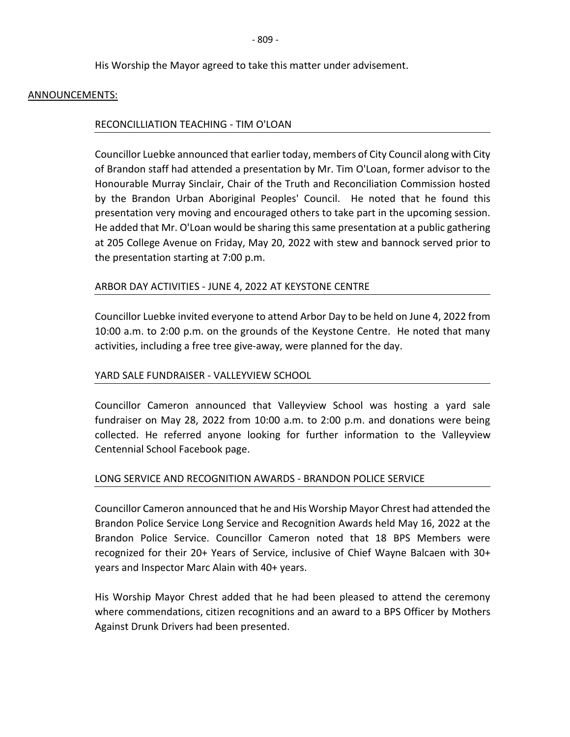His Worship the Mayor agreed to take this matter under advisement.

## ANNOUNCEMENTS:

### RECONCILLIATION TEACHING - TIM O'LOAN

Councillor Luebke announced that earlier today, members of City Council along with City of Brandon staff had attended a presentation by Mr. Tim O'Loan, former advisor to the Honourable Murray Sinclair, Chair of the Truth and Reconciliation Commission hosted by the Brandon Urban Aboriginal Peoples' Council. He noted that he found this presentation very moving and encouraged others to take part in the upcoming session. He added that Mr. O'Loan would be sharing this same presentation at a public gathering at 205 College Avenue on Friday, May 20, 2022 with stew and bannock served prior to the presentation starting at 7:00 p.m.

### ARBOR DAY ACTIVITIES - JUNE 4, 2022 AT KEYSTONE CENTRE

Councillor Luebke invited everyone to attend Arbor Day to be held on June 4, 2022 from 10:00 a.m. to 2:00 p.m. on the grounds of the Keystone Centre. He noted that many activities, including a free tree give-away, were planned for the day.

### YARD SALE FUNDRAISER - VALLEYVIEW SCHOOL

Councillor Cameron announced that Valleyview School was hosting a yard sale fundraiser on May 28, 2022 from 10:00 a.m. to 2:00 p.m. and donations were being collected. He referred anyone looking for further information to the Valleyview Centennial School Facebook page.

### LONG SERVICE AND RECOGNITION AWARDS - BRANDON POLICE SERVICE

Councillor Cameron announced that he and His Worship Mayor Chrest had attended the Brandon Police Service Long Service and Recognition Awards held May 16, 2022 at the Brandon Police Service. Councillor Cameron noted that 18 BPS Members were recognized for their 20+ Years of Service, inclusive of Chief Wayne Balcaen with 30+ years and Inspector Marc Alain with 40+ years.

His Worship Mayor Chrest added that he had been pleased to attend the ceremony where commendations, citizen recognitions and an award to a BPS Officer by Mothers Against Drunk Drivers had been presented.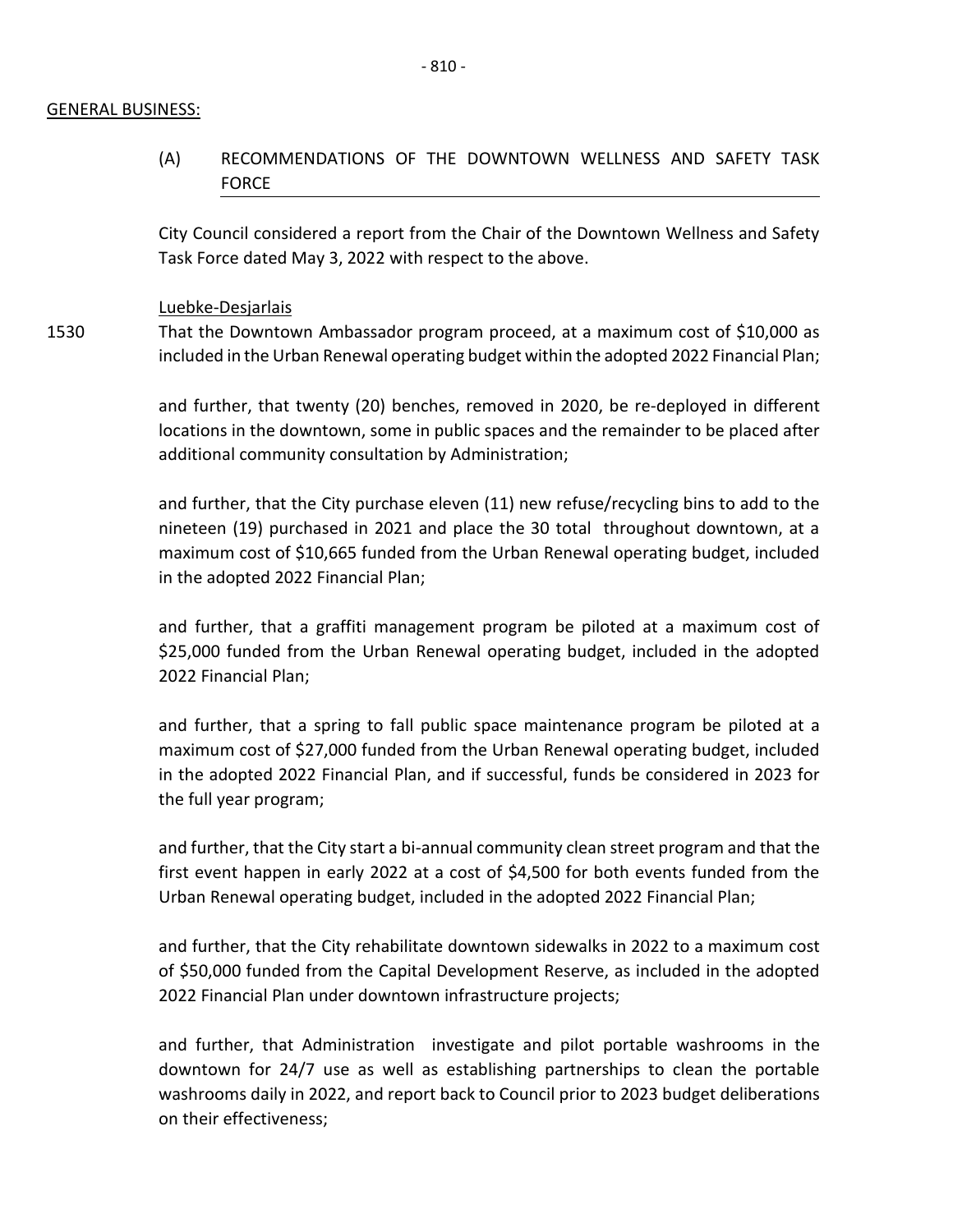GENERAL BUSINESS:

(A) RECOMMENDATIONS OF THE DOWNTOWN WELLNESS AND SAFETY TASK FORCE

City Council considered a report from the Chair of the Downtown Wellness and Safety Task Force dated May 3, 2022 with respect to the above.

Luebke-Desjarlais

1530 That the Downtown Ambassador program proceed, at a maximum cost of $10,000 as included in the Urban Renewal operating budget within the adopted 2022 Financial Plan;

and further, that twenty (20) benches, removed in 2020, be re-deployed in different locations in the downtown, some in public spaces and the remainder to be placed after additional community consultation by Administration;

and further, that the City purchase eleven (11) new refuse/recycling bins to add to the nineteen (19) purchased in 2021 and place the 30 total throughout downtown, at a maximum cost of $10,665 funded from the Urban Renewal operating budget, included in the adopted 2022 Financial Plan;

and further, that a graffiti management program be piloted at a maximum cost of $25,000 funded from the Urban Renewal operating budget, included in the adopted 2022 Financial Plan;

and further, that a spring to fall public space maintenance program be piloted at a maximum cost of $27,000 funded from the Urban Renewal operating budget, included in the adopted 2022 Financial Plan, and if successful, funds be considered in 2023 for the full year program;

and further, that the City start a bi-annual community clean street program and that the first event happen in early 2022 at a cost of $4,500 for both events funded from the Urban Renewal operating budget, included in the adopted 2022 Financial Plan;

and further, that the City rehabilitate downtown sidewalks in 2022 to a maximum cost of $50,000 funded from the Capital Development Reserve, as included in the adopted 2022 Financial Plan under downtown infrastructure projects;

and further, that Administration investigate and pilot portable washrooms in the downtown for 24/7 use as well as establishing partnerships to clean the portable washrooms daily in 2022, and report back to Council prior to 2023 budget deliberations on their effectiveness;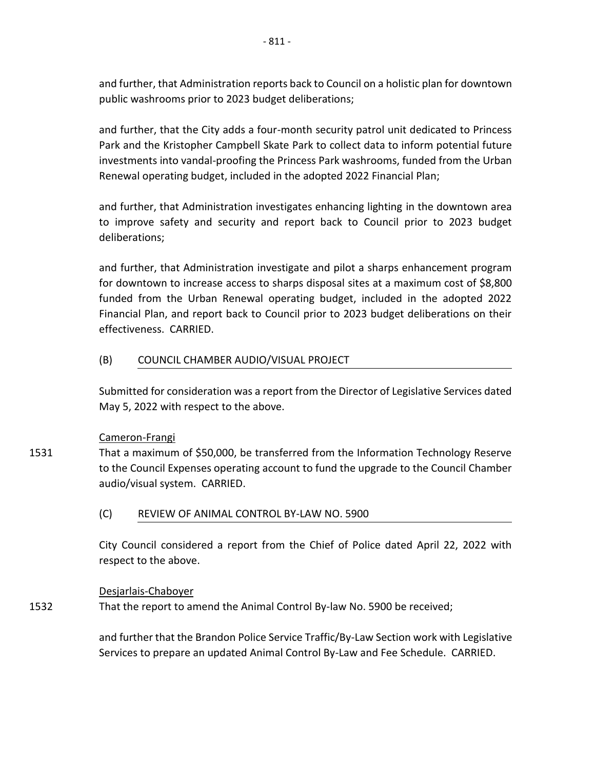and further, that Administration reports back to Council on a holistic plan for downtown public washrooms prior to 2023 budget deliberations;

and further, that the City adds a four-month security patrol unit dedicated to Princess Park and the Kristopher Campbell Skate Park to collect data to inform potential future investments into vandal-proofing the Princess Park washrooms, funded from the Urban Renewal operating budget, included in the adopted 2022 Financial Plan;

and further, that Administration investigates enhancing lighting in the downtown area to improve safety and security and report back to Council prior to 2023 budget deliberations;

and further, that Administration investigate and pilot a sharps enhancement program for downtown to increase access to sharps disposal sites at a maximum cost of $8,800 funded from the Urban Renewal operating budget, included in the adopted 2022 Financial Plan, and report back to Council prior to 2023 budget deliberations on their effectiveness. CARRIED.

(B) COUNCIL CHAMBER AUDIO/VISUAL PROJECT

Submitted for consideration was a report from the Director of Legislative Services dated May 5, 2022 with respect to the above.

Cameron-Frangi

1531 That a maximum of $50,000, be transferred from the Information Technology Reserve to the Council Expenses operating account to fund the upgrade to the Council Chamber audio/visual system. CARRIED.

(C) REVIEW OF ANIMAL CONTROL BY-LAW NO. 5900

City Council considered a report from the Chief of Police dated April 22, 2022 with respect to the above.

Desjarlais-Chaboyer

1532 That the report to amend the Animal Control By-law No. 5900 be received;

and further that the Brandon Police Service Traffic/By-Law Section work with Legislative Services to prepare an updated Animal Control By-Law and Fee Schedule. CARRIED.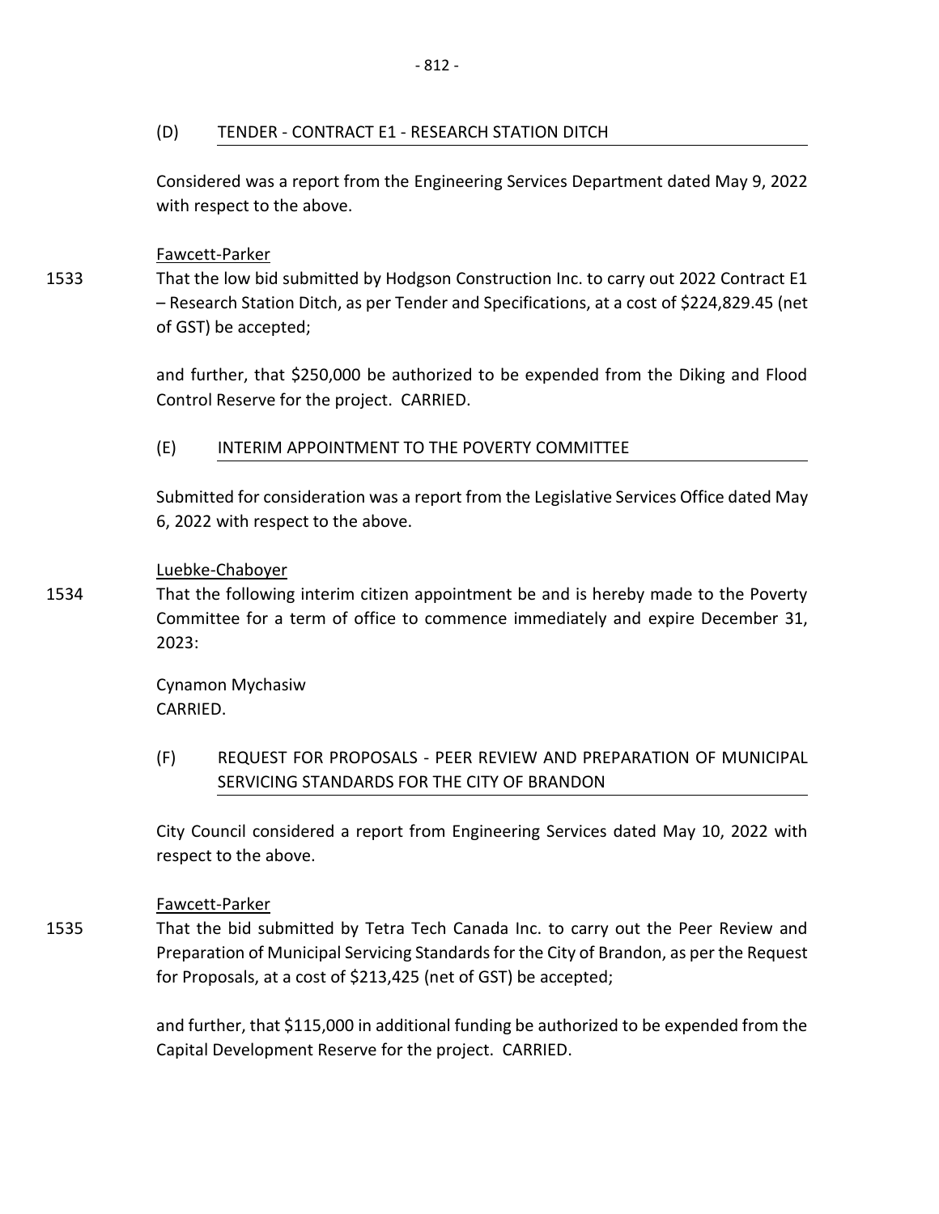### (D) TENDER - CONTRACT E1 - RESEARCH STATION DITCH

Considered was a report from the Engineering Services Department dated May 9, 2022 with respect to the above.

Fawcett-Parker

1533 That the low bid submitted by Hodgson Construction Inc. to carry out 2022 Contract E1 – Research Station Ditch, as per Tender and Specifications, at a cost of $224,829.45 (net of GST) be accepted;

and further, that $250,000 be authorized to be expended from the Diking and Flood Control Reserve for the project. CARRIED.

### (E) INTERIM APPOINTMENT TO THE POVERTY COMMITTEE

Submitted for consideration was a report from the Legislative Services Office dated May 6, 2022 with respect to the above.

Luebke-Chaboyer

1534 That the following interim citizen appointment be and is hereby made to the Poverty Committee for a term of office to commence immediately and expire December 31, 2023:

Cynamon Mychasiw
CARRIED.

### (F) REQUEST FOR PROPOSALS - PEER REVIEW AND PREPARATION OF MUNICIPAL SERVICING STANDARDS FOR THE CITY OF BRANDON

City Council considered a report from Engineering Services dated May 10, 2022 with respect to the above.

Fawcett-Parker

1535 That the bid submitted by Tetra Tech Canada Inc. to carry out the Peer Review and Preparation of Municipal Servicing Standards for the City of Brandon, as per the Request for Proposals, at a cost of $213,425 (net of GST) be accepted;

and further, that $115,000 in additional funding be authorized to be expended from the Capital Development Reserve for the project. CARRIED.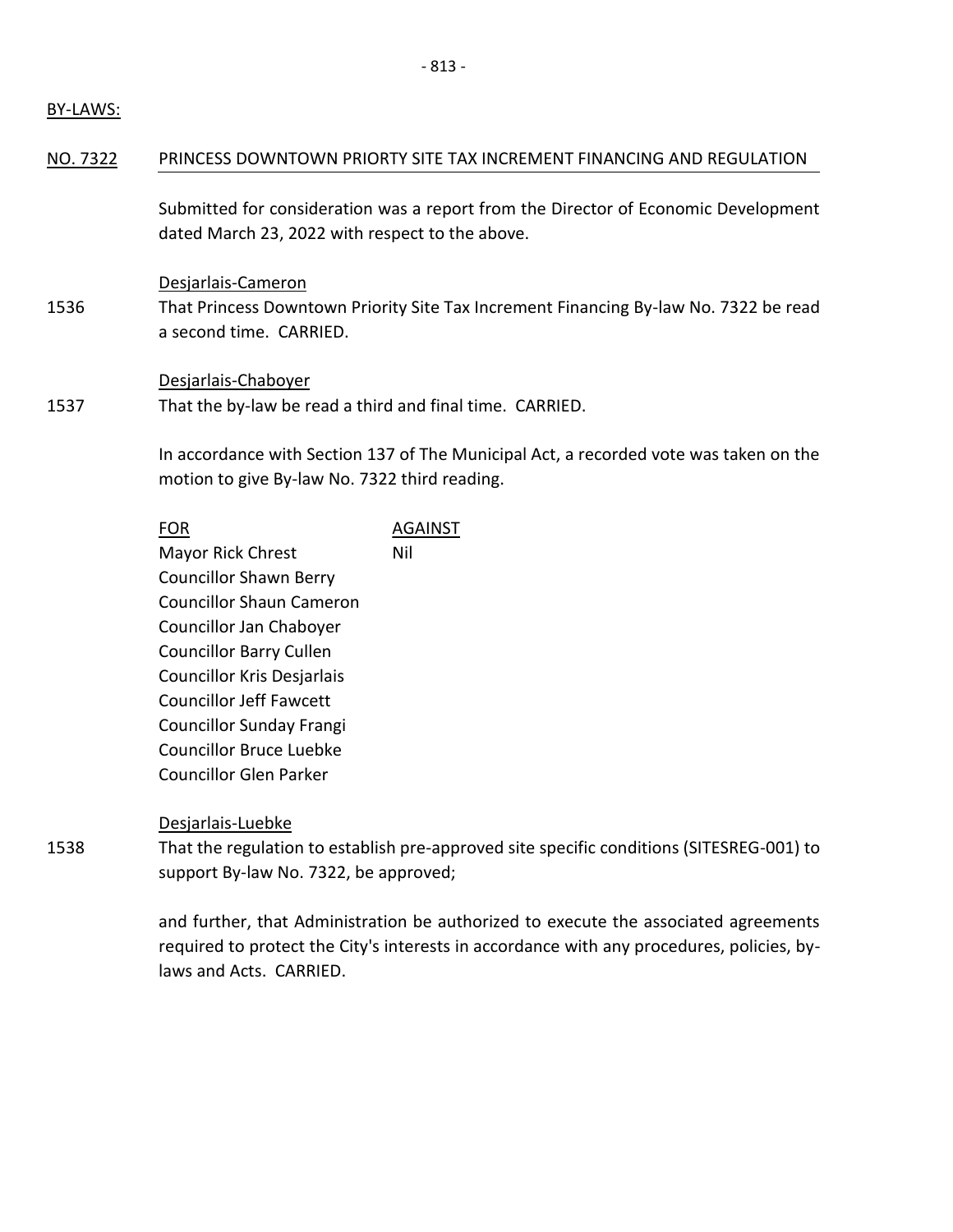BY-LAWS:

## NO. 7322 PRINCESS DOWNTOWN PRIORTY SITE TAX INCREMENT FINANCING AND REGULATION

Submitted for consideration was a report from the Director of Economic Development dated March 23, 2022 with respect to the above.

Desjarlais-Cameron

1536 That Princess Downtown Priority Site Tax Increment Financing By-law No. 7322 be read a second time. CARRIED.

Desjarlais-Chaboyer

1537 That the by-law be read a third and final time. CARRIED.

In accordance with Section 137 of The Municipal Act, a recorded vote was taken on the motion to give By-law No. 7322 third reading.

| FOR | AGAINST |
|---|---|
| Mayor Rick Chrest | Nil |
| Councillor Shawn Berry | |
| Councillor Shaun Cameron | |
| Councillor Jan Chaboyer | |
| Councillor Barry Cullen | |
| Councillor Kris Desjarlais | |
| Councillor Jeff Fawcett | |
| Councillor Sunday Frangi | |
| Councillor Bruce Luebke | |
| Councillor Glen Parker | |

Desjarlais-Luebke

1538 That the regulation to establish pre-approved site specific conditions (SITESREG-001) to support By-law No. 7322, be approved;

and further, that Administration be authorized to execute the associated agreements required to protect the City's interests in accordance with any procedures, policies, by-laws and Acts. CARRIED.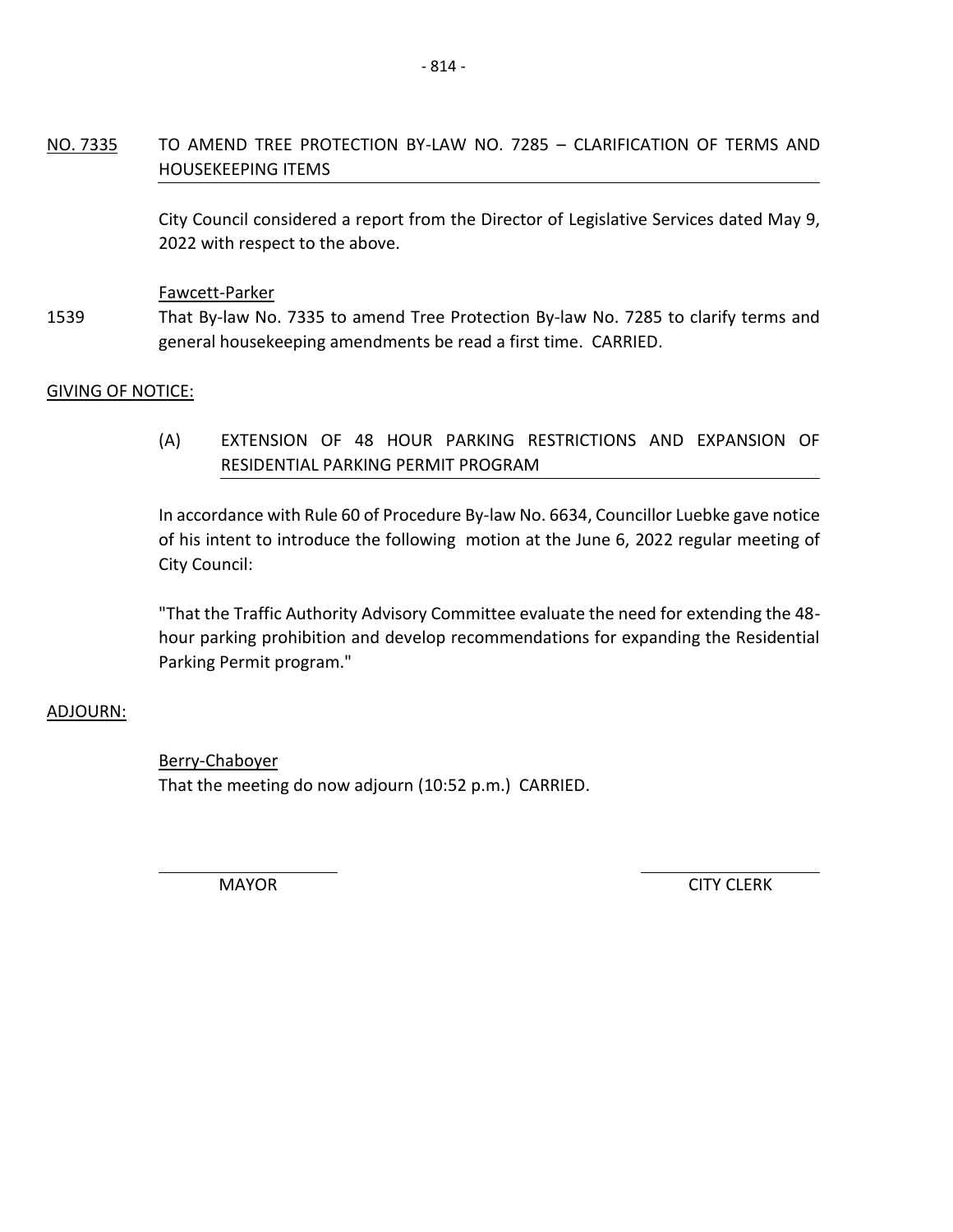NO. 7335 TO AMEND TREE PROTECTION BY-LAW NO. 7285 – CLARIFICATION OF TERMS AND HOUSEKEEPING ITEMS

City Council considered a report from the Director of Legislative Services dated May 9, 2022 with respect to the above.

Fawcett-Parker

1539 That By-law No. 7335 to amend Tree Protection By-law No. 7285 to clarify terms and general housekeeping amendments be read a first time. CARRIED.

GIVING OF NOTICE:

(A) EXTENSION OF 48 HOUR PARKING RESTRICTIONS AND EXPANSION OF RESIDENTIAL PARKING PERMIT PROGRAM

In accordance with Rule 60 of Procedure By-law No. 6634, Councillor Luebke gave notice of his intent to introduce the following motion at the June 6, 2022 regular meeting of City Council:

"That the Traffic Authority Advisory Committee evaluate the need for extending the 48-hour parking prohibition and develop recommendations for expanding the Residential Parking Permit program."

ADJOURN:

Berry-Chaboyer

That the meeting do now adjourn (10:52 p.m.) CARRIED.

MAYOR CITY CLERK